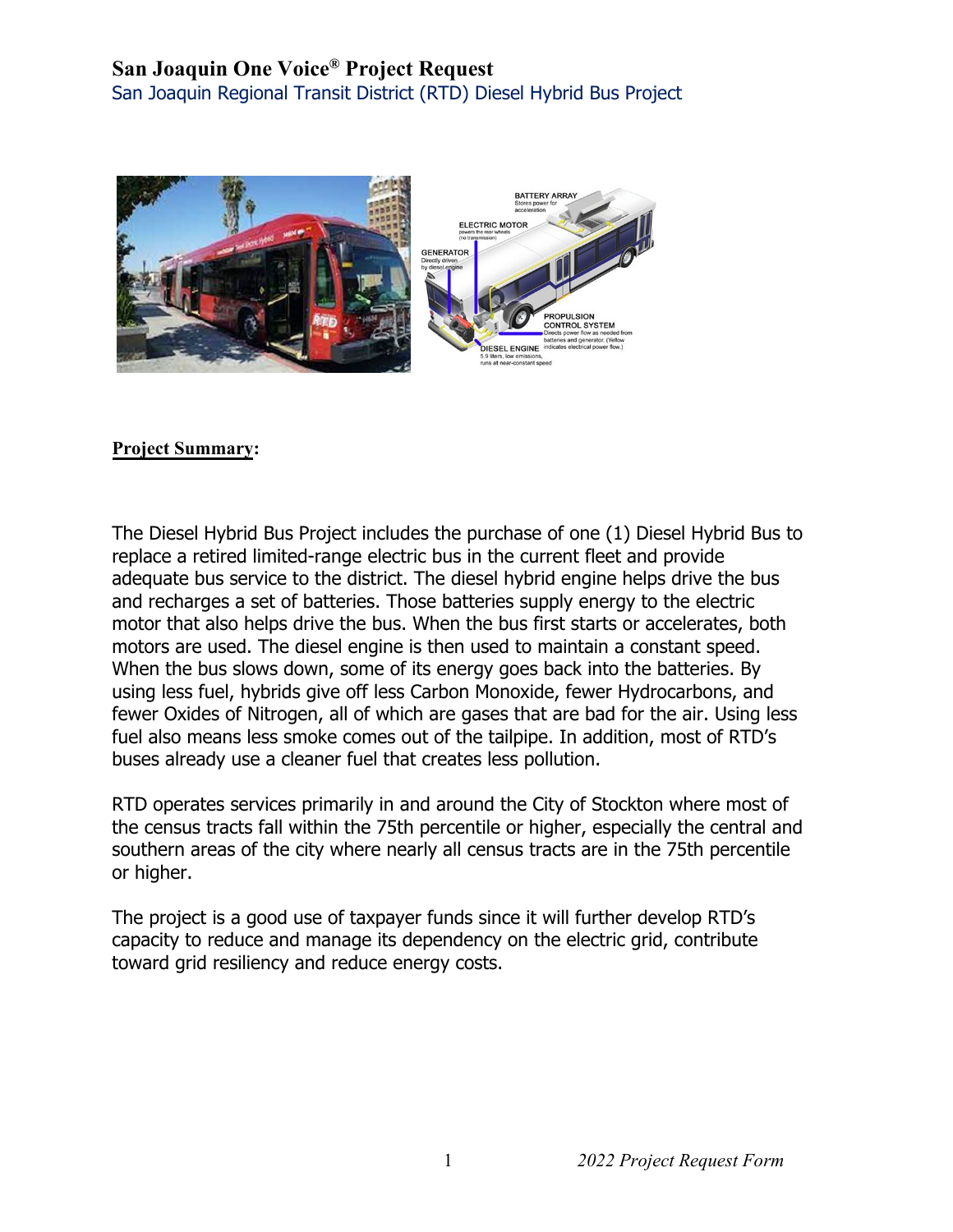# San Joaquin One Voice® Project Request

## San Joaquin Regional Transit District (RTD) Diesel Hybrid Bus Project

**Project Summary:**

The Diesel Hybrid Bus Project includes the purchase of one (1) Diesel Hybrid Bus to replace a retired limited-range electric bus in the current fleet and provide adequate bus service to the district. The diesel hybrid engine helps drive the bus and recharges a set of batteries. Those batteries supply energy to the electric motor that also helps drive the bus. When the bus first starts or accelerates, both motors are used. The diesel engine is then used to maintain a constant speed. When the bus slows down, some of its energy goes back into the batteries. By using less fuel, hybrids give off less Carbon Monoxide, fewer Hydrocarbons, and fewer Oxides of Nitrogen, all of which are gases that are bad for the air. Using less fuel also means less smoke comes out of the tailpipe. In addition, most of RTD's buses already use a cleaner fuel that creates less pollution.

RTD operates services primarily in and around the City of Stockton where most of the census tracts fall within the 75th percentile or higher, especially the central and southern areas of the city where nearly all census tracts are in the 75th percentile or higher.

The project is a good use of taxpayer funds since it will further develop RTD's capacity to reduce and manage its dependency on the electric grid, contribute toward grid resiliency and reduce energy costs.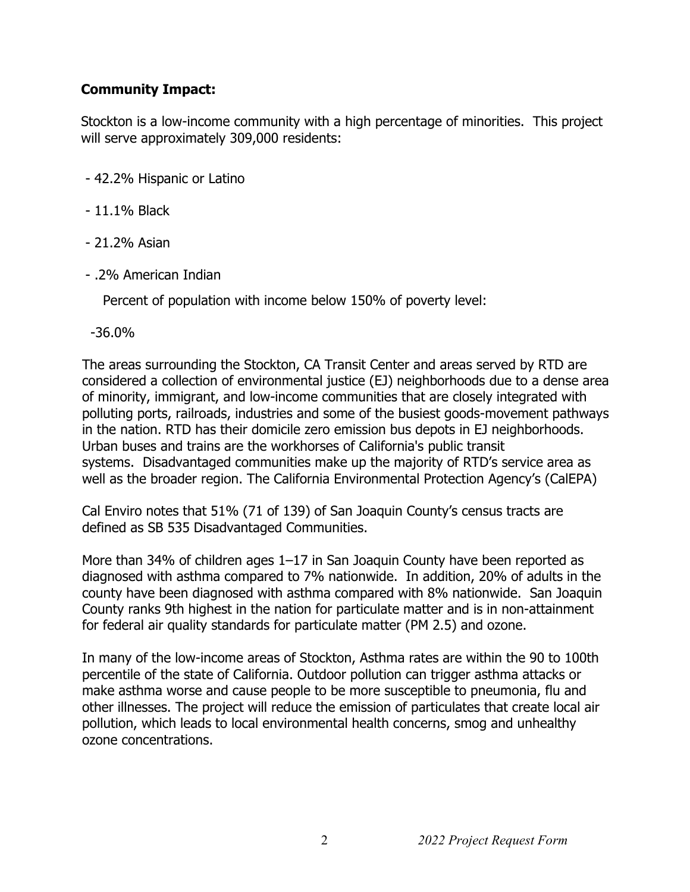**Community Impact:**

Stockton is a low-income community with a high percentage of minorities. This project will serve approximately 309,000 residents:

- 42.2% Hispanic or Latino
- 11.1% Black
- 21.2% Asian
- .2% American Indian

Percent of population with income below 150% of poverty level:

-36.0%

The areas surrounding the Stockton, CA Transit Center and areas served by RTD are considered a collection of environmental justice (EJ) neighborhoods due to a dense area of minority, immigrant, and low-income communities that are closely integrated with polluting ports, railroads, industries and some of the busiest goods-movement pathways in the nation. RTD has their domicile zero emission bus depots in EJ neighborhoods. Urban buses and trains are the workhorses of California's public transit systems. Disadvantaged communities make up the majority of RTD's service area as well as the broader region. The California Environmental Protection Agency's (CalEPA)

Cal Enviro notes that 51% (71 of 139) of San Joaquin County's census tracts are defined as SB 535 Disadvantaged Communities.

More than 34% of children ages 1–17 in San Joaquin County have been reported as diagnosed with asthma compared to 7% nationwide. In addition, 20% of adults in the county have been diagnosed with asthma compared with 8% nationwide. San Joaquin County ranks 9th highest in the nation for particulate matter and is in non-attainment for federal air quality standards for particulate matter (PM 2.5) and ozone.

In many of the low-income areas of Stockton, Asthma rates are within the 90 to 100th percentile of the state of California. Outdoor pollution can trigger asthma attacks or make asthma worse and cause people to be more susceptible to pneumonia, flu and other illnesses. The project will reduce the emission of particulates that create local air pollution, which leads to local environmental health concerns, smog and unhealthy ozone concentrations.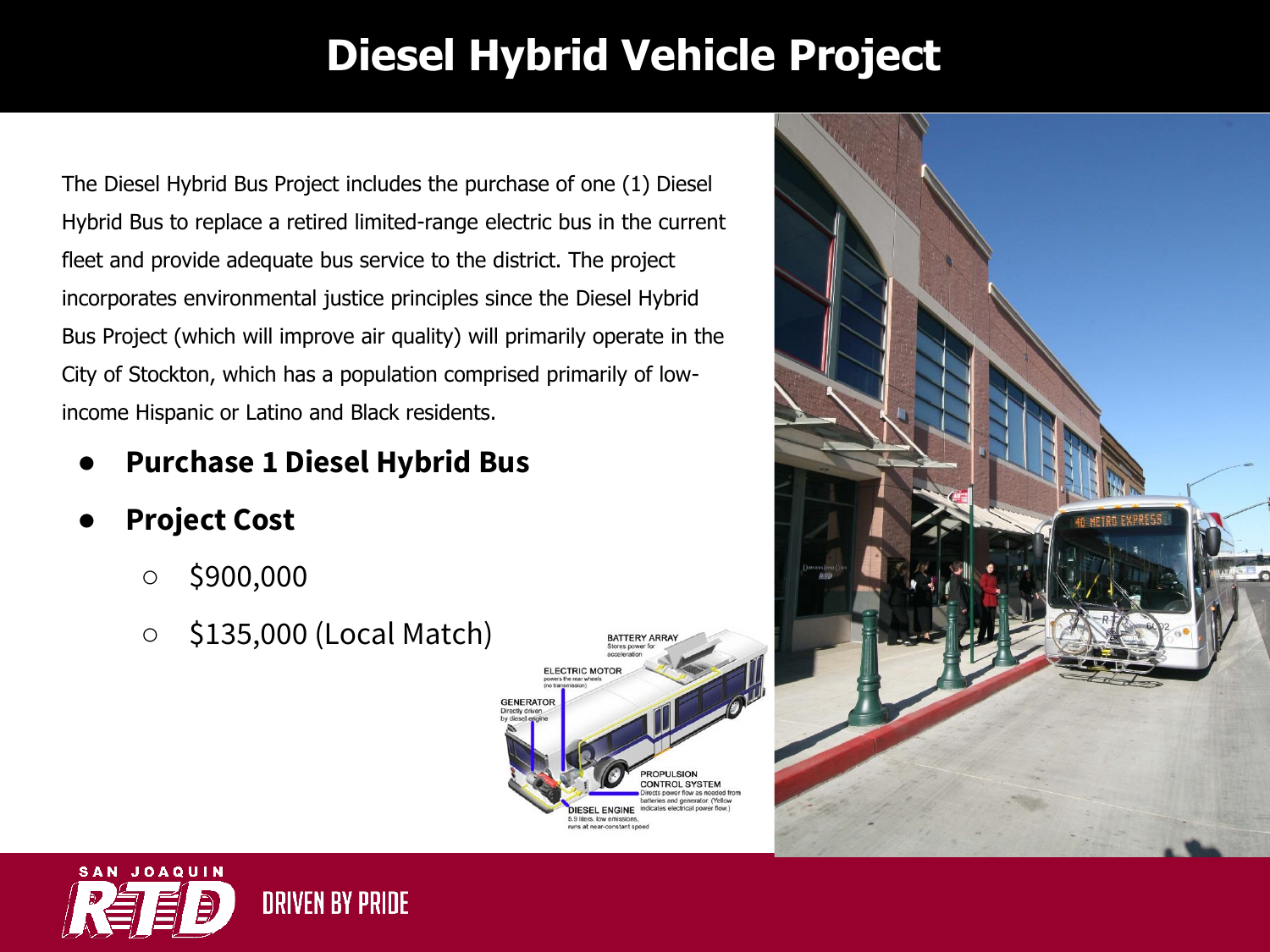# Diesel Hybrid Vehicle Project

The Diesel Hybrid Bus Project includes the purchase of one (1) Diesel Hybrid Bus to replace a retired limited-range electric bus in the current fleet and provide adequate bus service to the district. The project incorporates environmental justice principles since the Diesel Hybrid Bus Project (which will improve air quality) will primarily operate in the City of Stockton, which has a population comprised primarily of low-income Hispanic or Latino and Black residents.

- **Purchase 1 Diesel Hybrid Bus**
- **Project Cost**
  - $900,000
  - $135,000 (Local Match)

BATTERY ARRAY
Stores power for acceleration

ELECTRIC MOTOR
powers the rear wheels (no transmission)

GENERATOR
Directly driven by diesel engine

PROPULSION CONTROL SYSTEM
Directs power flow as needed from batteries and generator. (Yellow indicates electrical power flow.)

DIESEL ENGINE
5.9 liters, low emissions, runs at near-constant speed